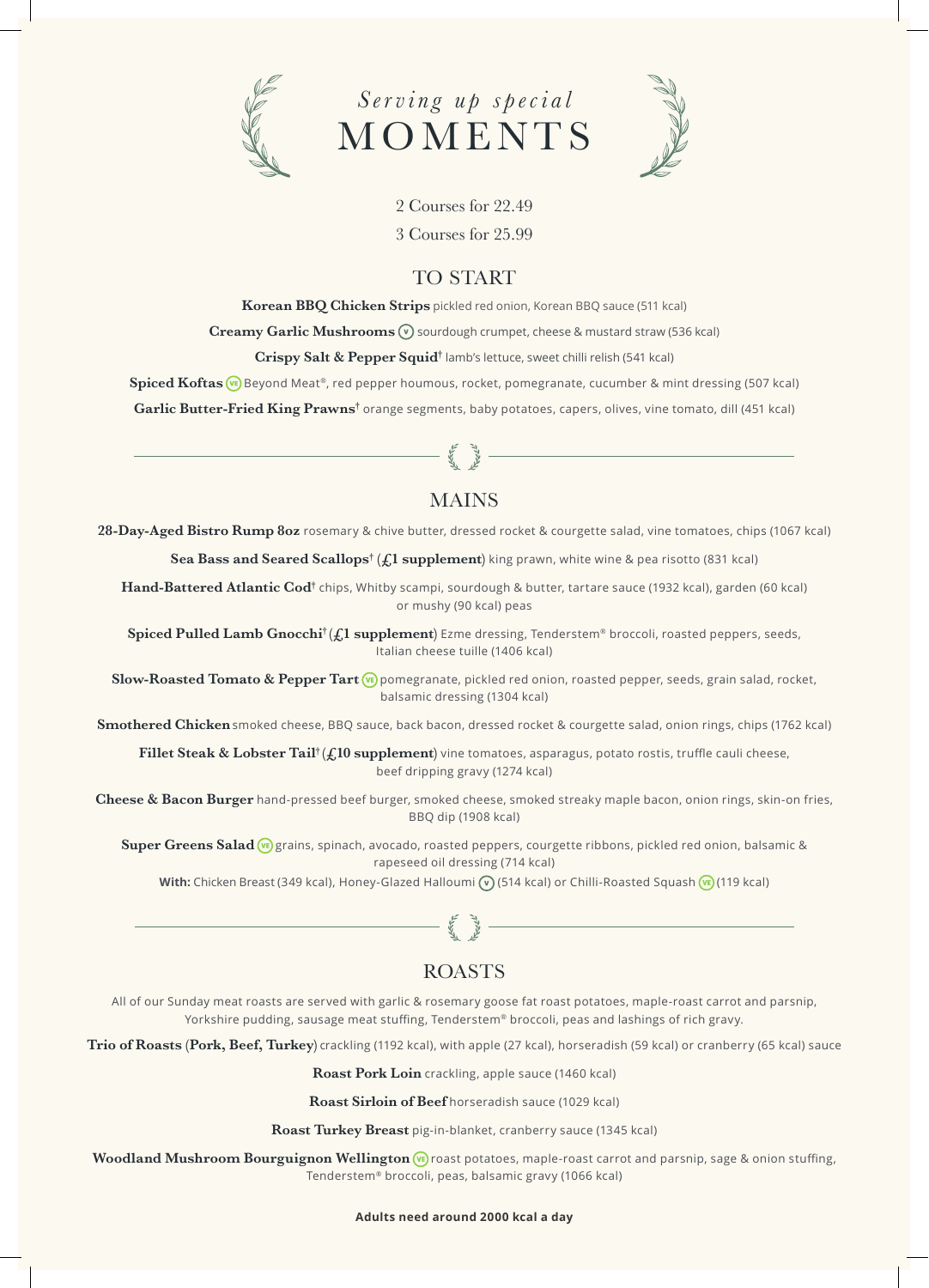# *Serving up special* MOMENTS

2 Courses for 22.49

3 Courses for 25.99

## TO START

**Korean BBQ Chicken Strips** pickled red onion, Korean BBQ sauce (511 kcal)

**Creamy Garlic Mushrooms** (V) sourdough crumpet, cheese & mustard straw (536 kcal)

**Crispy Salt & Pepper Squid**† lamb's lettuce, sweet chilli relish (541 kcal)

**Spiced Koftas** (VE) Beyond Meat®, red pepper houmous, rocket, pomegranate, cucumber & mint dressing (507 kcal)

**Garlic Butter-Fried King Prawns**† orange segments, baby potatoes, capers, olives, vine tomato, dill (451 kcal)

## MAINS

**28-Day-Aged Bistro Rump 8oz** rosemary & chive butter, dressed rocket & courgette salad, vine tomatoes, chips (1067 kcal)

**Sea Bass and Seared Scallops**† (**£1 supplement**) king prawn, white wine & pea risotto (831 kcal)

**Hand-Battered Atlantic Cod**† chips, Whitby scampi, sourdough & butter, tartare sauce (1932 kcal), garden (60 kcal) or mushy (90 kcal) peas

**Spiced Pulled Lamb Gnocchi**† (**£1 supplement**) Ezme dressing, Tenderstem® broccoli, roasted peppers, seeds, Italian cheese tuille (1406 kcal)

**Slow-Roasted Tomato & Pepper Tart** (VE) pomegranate, pickled red onion, roasted pepper, seeds, grain salad, rocket, balsamic dressing (1304 kcal)

**Smothered Chicken** smoked cheese, BBQ sauce, back bacon, dressed rocket & courgette salad, onion rings, chips (1762 kcal)

**Fillet Steak & Lobster Tail**† (**£10 supplement**) vine tomatoes, asparagus, potato rostis, truffle cauli cheese, beef dripping gravy (1274 kcal)

**Cheese & Bacon Burger** hand-pressed beef burger, smoked cheese, smoked streaky maple bacon, onion rings, skin-on fries, BBQ dip (1908 kcal)

**Super Greens Salad** (VE) grains, spinach, avocado, roasted peppers, courgette ribbons, pickled red onion, balsamic & rapeseed oil dressing (714 kcal)

**With:** Chicken Breast (349 kcal), Honey-Glazed Halloumi (V) (514 kcal) or Chilli-Roasted Squash (VE) (119 kcal)

## ROASTS

All of our Sunday meat roasts are served with garlic & rosemary goose fat roast potatoes, maple-roast carrot and parsnip, Yorkshire pudding, sausage meat stuffing, Tenderstem® broccoli, peas and lashings of rich gravy.

**Trio of Roasts** (**Pork, Beef, Turkey**) crackling (1192 kcal), with apple (27 kcal), horseradish (59 kcal) or cranberry (65 kcal) sauce

**Roast Pork Loin** crackling, apple sauce (1460 kcal)

**Roast Sirloin of Beef** horseradish sauce (1029 kcal)

**Roast Turkey Breast** pig-in-blanket, cranberry sauce (1345 kcal)

**Woodland Mushroom Bourguignon Wellington** (VE) roast potatoes, maple-roast carrot and parsnip, sage & onion stuffing, Tenderstem® broccoli, peas, balsamic gravy (1066 kcal)

**Adults need around 2000 kcal a day**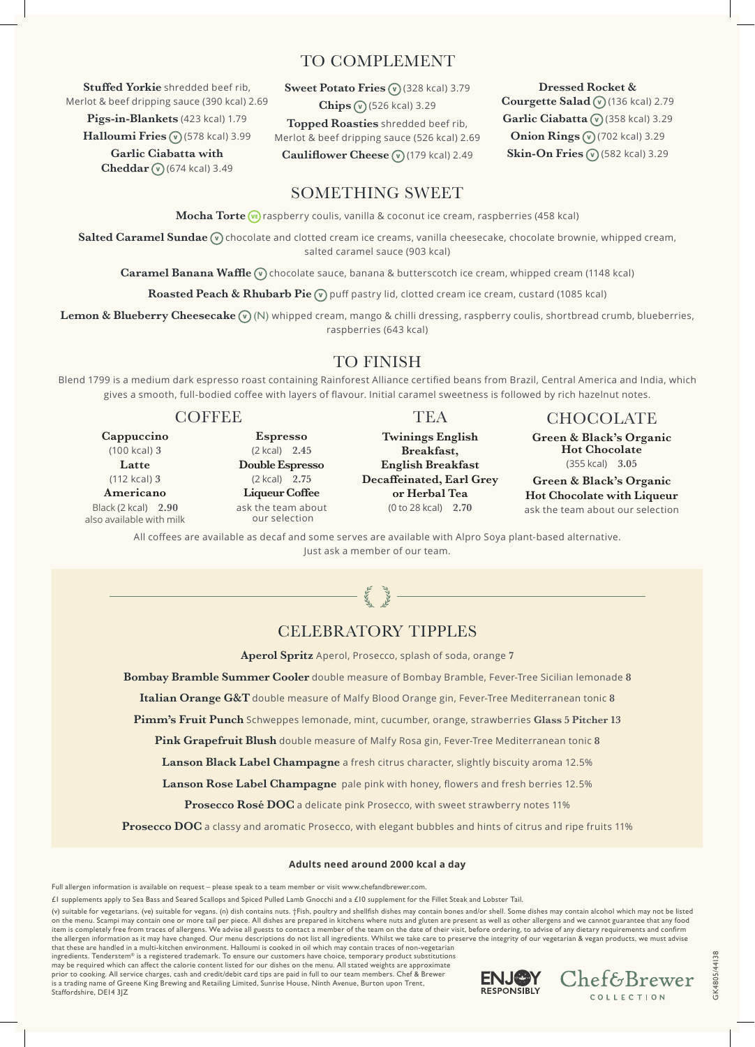## TO COMPLEMENT

**Stuffed Yorkie** shredded beef rib, Merlot & beef dripping sauce (390 kcal) 2.69

**Pigs-in-Blankets** (423 kcal) 1.79

**Halloumi Fries** (v) (578 kcal) 3.99

**Garlic Ciabatta with Cheddar** (v) (674 kcal) 3.49

**Sweet Potato Fries** (v) (328 kcal) 3.79

**Chips** (v) (526 kcal) 3.29

**Topped Roasties** shredded beef rib, Merlot & beef dripping sauce (526 kcal) 2.69

**Cauliflower Cheese** (v) (179 kcal) 2.49

**Dressed Rocket & Courgette Salad** (v) (136 kcal) 2.79

**Garlic Ciabatta** (v) (358 kcal) 3.29

**Onion Rings** (v) (702 kcal) 3.29

**Skin-On Fries** (v) (582 kcal) 3.29

## SOMETHING SWEET

**Mocha Torte** (ve) raspberry coulis, vanilla & coconut ice cream, raspberries (458 kcal)

**Salted Caramel Sundae** (v) chocolate and clotted cream ice creams, vanilla cheesecake, chocolate brownie, whipped cream, salted caramel sauce (903 kcal)

**Caramel Banana Waffle** (v) chocolate sauce, banana & butterscotch ice cream, whipped cream (1148 kcal)

**Roasted Peach & Rhubarb Pie** (v) puff pastry lid, clotted cream ice cream, custard (1085 kcal)

**Lemon & Blueberry Cheesecake** (v) (N) whipped cream, mango & chilli dressing, raspberry coulis, shortbread crumb, blueberries, raspberries (643 kcal)

## TO FINISH

Blend 1799 is a medium dark espresso roast containing Rainforest Alliance certified beans from Brazil, Central America and India, which gives a smooth, full-bodied coffee with layers of flavour. Initial caramel sweetness is followed by rich hazelnut notes.

### COFFEE

**Cappuccino** (100 kcal) 3

**Latte** (112 kcal) 3

**Americano** Black (2 kcal) 2.90 also available with milk

**Espresso** (2 kcal) 2.45

**Double Espresso** (2 kcal) 2.75

**Liqueur Coffee** ask the team about our selection

### TEA

**Twinings English Breakfast, English Breakfast Decaffeinated, Earl Grey or Herbal Tea** (0 to 28 kcal) 2.70

### CHOCOLATE

**Green & Black's Organic Hot Chocolate** (355 kcal) 3.05

**Green & Black's Organic Hot Chocolate with Liqueur** ask the team about our selection

All coffees are available as decaf and some serves are available with Alpro Soya plant-based alternative. Just ask a member of our team.

## CELEBRATORY TIPPLES

**Aperol Spritz** Aperol, Prosecco, splash of soda, orange 7

**Bombay Bramble Summer Cooler** double measure of Bombay Bramble, Fever-Tree Sicilian lemonade 8

**Italian Orange G&T** double measure of Malfy Blood Orange gin, Fever-Tree Mediterranean tonic 8

**Pimm's Fruit Punch** Schweppes lemonade, mint, cucumber, orange, strawberries Glass 5 Pitcher 13

**Pink Grapefruit Blush** double measure of Malfy Rosa gin, Fever-Tree Mediterranean tonic 8

**Lanson Black Label Champagne** a fresh citrus character, slightly biscuity aroma 12.5%

**Lanson Rose Label Champagne** pale pink with honey, flowers and fresh berries 12.5%

**Prosecco Rosé DOC** a delicate pink Prosecco, with sweet strawberry notes 11%

**Prosecco DOC** a classy and aromatic Prosecco, with elegant bubbles and hints of citrus and ripe fruits 11%

**Adults need around 2000 kcal a day**

Full allergen information is available on request – please speak to a team member or visit www.chefandbrewer.com.

£1 supplements apply to Sea Bass and Seared Scallops and Spiced Pulled Lamb Gnocchi and a £10 supplement for the Fillet Steak and Lobster Tail.

(v) suitable for vegetarians. (ve) suitable for vegans. (n) dish contains nuts. †Fish, poultry and shellfish dishes may contain bones and/or shell. Some dishes may contain alcohol which may not be listed on the menu. Scampi may contain one or more tail per piece. All dishes are prepared in kitchens where nuts and gluten are present as well as other allergens and we cannot guarantee that any food item is completely free from traces of allergens. We advise all guests to contact a member of the team on the date of their visit, before ordering, to advise of any dietary requirements and confirm the allergen information as it may have changed. Our menu descriptions do not list all ingredients. Whilst we take care to preserve the integrity of our vegetarian & vegan products, we must advise that these are handled in a multi-kitchen environment. Halloumi is cooked in oil which may contain traces of non-vegetarian ingredients. Tenderstem® is a registered trademark. To ensure our customers have choice, temporary product substitutions may be required which can affect the calorie content listed for our dishes on the menu. All stated weights are approximate prior to cooking. All service charges, cash and credit/debit card tips are paid in full to our team members. Chef & Brewer is a trading name of Greene King Brewing and Retailing Limited, Sunrise House, Ninth Avenue, Burton upon Trent, Staffordshire, DE14 3JZ

ENJOY RESPONSIBLY

Chef&Brewer COLLECTION

GK4805/44138